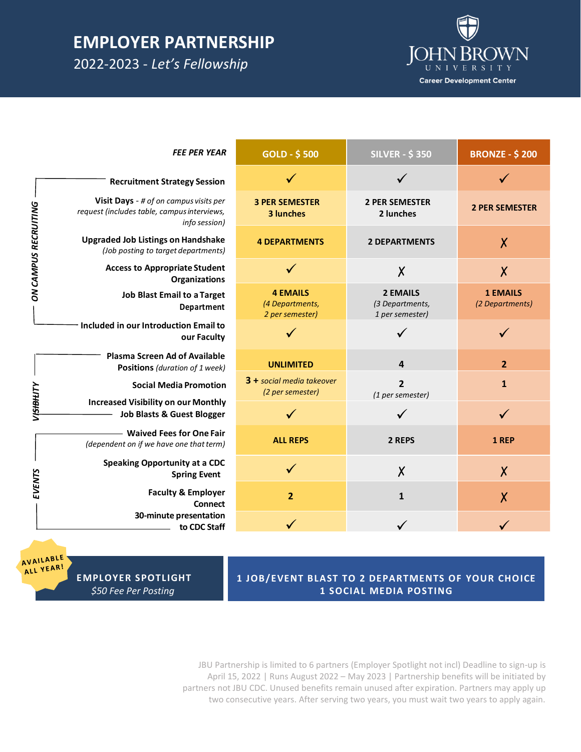# EMPLOYER PARTNERSHIP

2022-2023 - *Let's Fellowship*

JOHN BROWN UNIVERSITY
Career Development Center

| | *FEE PER YEAR* | GOLD - $ 500 | SILVER - $ 350 | BRONZE - $ 200 |
|---|---|---|---|---|
| ON CAMPUS RECRUITING | **Recruitment Strategy Session** | ✓ | ✓ | ✓ |
| | **Visit Days** - *# of on campus visits per request (includes table, campus interviews, info session)* | 3 PER SEMESTER 3 lunches | 2 PER SEMESTER 2 lunches | 2 PER SEMESTER |
| | **Upgraded Job Listings on Handshake** *(Job posting to target departments)* | 4 DEPARTMENTS | 2 DEPARTMENTS | ✗ |
| | **Access to Appropriate Student Organizations** | ✓ | ✗ | ✗ |
| | **Job Blast Email to a Target Department** | 4 EMAILS *(4 Departments, 2 per semester)* | 2 EMAILS *(3 Departments, 1 per semester)* | 1 EMAILS *(2 Departments)* |
| | **Included in our Introduction Email to our Faculty** | ✓ | ✓ | ✓ |
| VISIBILITY | **Plasma Screen Ad of Available Positions** *(duration of 1 week)* | UNLIMITED | 4 | 2 |
| | **Social Media Promotion** | 3 + *social media takeover (2 per semester)* | 2 *(1 per semester)* | 1 |
| | **Increased Visibility on our Monthly Job Blasts & Guest Blogger** | ✓ | ✓ | ✓ |
| EVENTS | **Waived Fees for One Fair** *(dependent on if we have one that term)* | ALL REPS | 2 REPS | 1 REP |
| | **Speaking Opportunity at a CDC Spring Event** | ✓ | ✗ | ✗ |
| | **Faculty & Employer Connect** | 2 | 1 | ✗ |
| | **30-minute presentation to CDC Staff** | ✓ | ✓ | ✓ |

**AVAILABLE ALL YEAR!**

**EMPLOYER SPOTLIGHT**
*$50 Fee Per Posting*

**1 JOB/EVENT BLAST TO 2 DEPARTMENTS OF YOUR CHOICE**
**1 SOCIAL MEDIA POSTING**

JBU Partnership is limited to 6 partners (Employer Spotlight not incl) Deadline to sign-up is April 15, 2022 | Runs August 2022 – May 2023 | Partnership benefits will be initiated by partners not JBU CDC. Unused benefits remain unused after expiration. Partners may apply up two consecutive years. After serving two years, you must wait two years to apply again.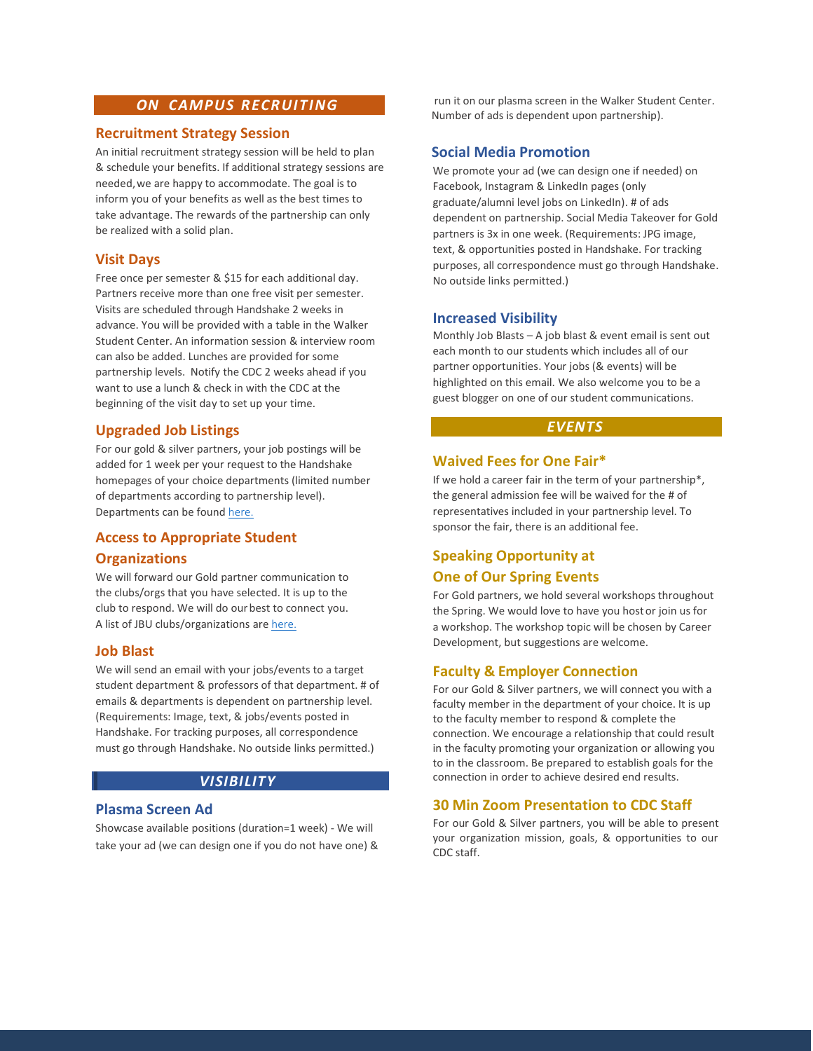## *ON CAMPUS RECRUITING*

### Recruitment Strategy Session

An initial recruitment strategy session will be held to plan & schedule your benefits. If additional strategy sessions are needed, we are happy to accommodate. The goal is to inform you of your benefits as well as the best times to take advantage. The rewards of the partnership can only be realized with a solid plan.

### Visit Days

Free once per semester & $15 for each additional day. Partners receive more than one free visit per semester. Visits are scheduled through Handshake 2 weeks in advance. You will be provided with a table in the Walker Student Center. An information session & interview room can also be added. Lunches are provided for some partnership levels. Notify the CDC 2 weeks ahead if you want to use a lunch & check in with the CDC at the beginning of the visit day to set up your time.

### Upgraded Job Listings

For our gold & silver partners, your job postings will be added for 1 week per your request to the Handshake homepages of your choice departments (limited number of departments according to partnership level). Departments can be found here.

### Access to Appropriate Student Organizations

We will forward our Gold partner communication to the clubs/orgs that you have selected. It is up to the club to respond. We will do our best to connect you. A list of JBU clubs/organizations are here.

### Job Blast

We will send an email with your jobs/events to a target student department & professors of that department. # of emails & departments is dependent on partnership level. (Requirements: Image, text, & jobs/events posted in Handshake. For tracking purposes, all correspondence must go through Handshake. No outside links permitted.)

## *VISIBILITY*

### Plasma Screen Ad

Showcase available positions (duration=1 week) - We will take your ad (we can design one if you do not have one) & run it on our plasma screen in the Walker Student Center. Number of ads is dependent upon partnership).

### Social Media Promotion

We promote your ad (we can design one if needed) on Facebook, Instagram & LinkedIn pages (only graduate/alumni level jobs on LinkedIn). # of ads dependent on partnership. Social Media Takeover for Gold partners is 3x in one week. (Requirements: JPG image, text, & opportunities posted in Handshake. For tracking purposes, all correspondence must go through Handshake. No outside links permitted.)

### Increased Visibility

Monthly Job Blasts – A job blast & event email is sent out each month to our students which includes all of our partner opportunities. Your jobs (& events) will be highlighted on this email. We also welcome you to be a guest blogger on one of our student communications.

## *EVENTS*

### Waived Fees for One Fair*

If we hold a career fair in the term of your partnership*, the general admission fee will be waived for the # of representatives included in your partnership level. To sponsor the fair, there is an additional fee.

### Speaking Opportunity at One of Our Spring Events

For Gold partners, we hold several workshops throughout the Spring. We would love to have you host or join us for a workshop. The workshop topic will be chosen by Career Development, but suggestions are welcome.

### Faculty & Employer Connection

For our Gold & Silver partners, we will connect you with a faculty member in the department of your choice. It is up to the faculty member to respond & complete the connection. We encourage a relationship that could result in the faculty promoting your organization or allowing you to in the classroom. Be prepared to establish goals for the connection in order to achieve desired end results.

### 30 Min Zoom Presentation to CDC Staff

For our Gold & Silver partners, you will be able to present your organization mission, goals, & opportunities to our CDC staff.